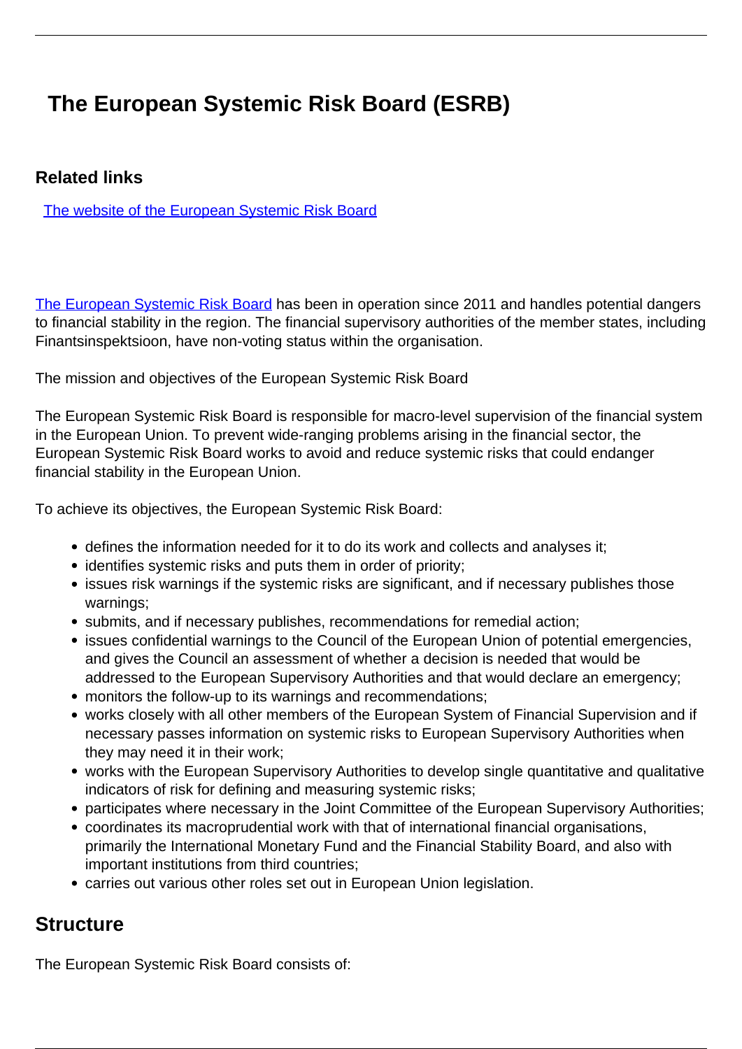# The European Systemic Risk Board (ESRB)

## Related links

[The website of the European Systemic Risk Board]

[The European Systemic Risk Board] has been in operation since 2011 and handles potential dangers to financial stability in the region. The financial supervisory authorities of the member states, including Finantsinspektsioon, have non-voting status within the organisation.

The mission and objectives of the European Systemic Risk Board

The European Systemic Risk Board is responsible for macro-level supervision of the financial system in the European Union. To prevent wide-ranging problems arising in the financial sector, the European Systemic Risk Board works to avoid and reduce systemic risks that could endanger financial stability in the European Union.

To achieve its objectives, the European Systemic Risk Board:

- defines the information needed for it to do its work and collects and analyses it;
- identifies systemic risks and puts them in order of priority;
- issues risk warnings if the systemic risks are significant, and if necessary publishes those warnings;
- submits, and if necessary publishes, recommendations for remedial action;
- issues confidential warnings to the Council of the European Union of potential emergencies, and gives the Council an assessment of whether a decision is needed that would be addressed to the European Supervisory Authorities and that would declare an emergency;
- monitors the follow-up to its warnings and recommendations;
- works closely with all other members of the European System of Financial Supervision and if necessary passes information on systemic risks to European Supervisory Authorities when they may need it in their work;
- works with the European Supervisory Authorities to develop single quantitative and qualitative indicators of risk for defining and measuring systemic risks;
- participates where necessary in the Joint Committee of the European Supervisory Authorities;
- coordinates its macroprudential work with that of international financial organisations, primarily the International Monetary Fund and the Financial Stability Board, and also with important institutions from third countries;
- carries out various other roles set out in European Union legislation.

## Structure

The European Systemic Risk Board consists of: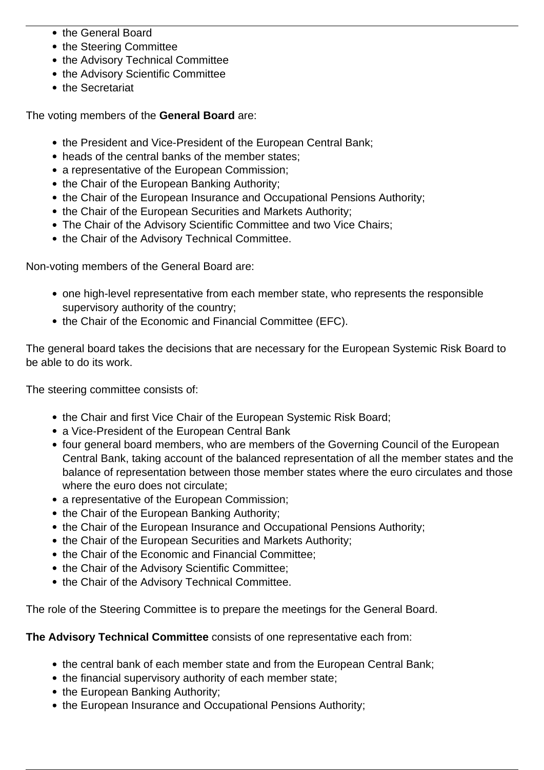- the General Board
- the Steering Committee
- the Advisory Technical Committee
- the Advisory Scientific Committee
- the Secretariat

The voting members of the **General Board** are:

- the President and Vice-President of the European Central Bank;
- heads of the central banks of the member states;
- a representative of the European Commission;
- the Chair of the European Banking Authority;
- the Chair of the European Insurance and Occupational Pensions Authority;
- the Chair of the European Securities and Markets Authority;
- The Chair of the Advisory Scientific Committee and two Vice Chairs;
- the Chair of the Advisory Technical Committee.

Non-voting members of the General Board are:

- one high-level representative from each member state, who represents the responsible supervisory authority of the country;
- the Chair of the Economic and Financial Committee (EFC).

The general board takes the decisions that are necessary for the European Systemic Risk Board to be able to do its work.

The steering committee consists of:

- the Chair and first Vice Chair of the European Systemic Risk Board;
- a Vice-President of the European Central Bank
- four general board members, who are members of the Governing Council of the European Central Bank, taking account of the balanced representation of all the member states and the balance of representation between those member states where the euro circulates and those where the euro does not circulate;
- a representative of the European Commission;
- the Chair of the European Banking Authority;
- the Chair of the European Insurance and Occupational Pensions Authority;
- the Chair of the European Securities and Markets Authority;
- the Chair of the Economic and Financial Committee;
- the Chair of the Advisory Scientific Committee;
- the Chair of the Advisory Technical Committee.

The role of the Steering Committee is to prepare the meetings for the General Board.

**The Advisory Technical Committee** consists of one representative each from:

- the central bank of each member state and from the European Central Bank;
- the financial supervisory authority of each member state;
- the European Banking Authority;
- the European Insurance and Occupational Pensions Authority;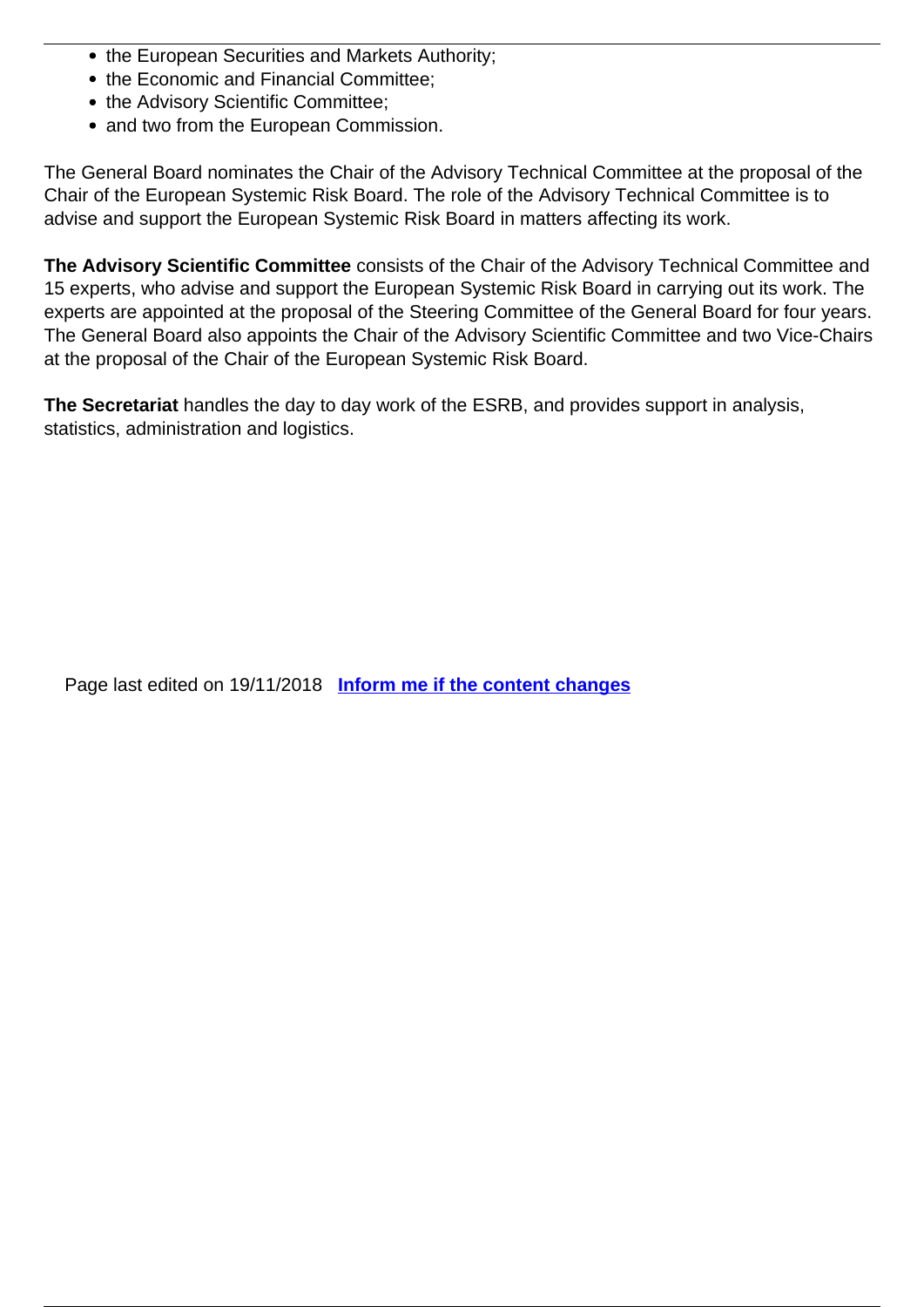- the European Securities and Markets Authority;
- the Economic and Financial Committee;
- the Advisory Scientific Committee;
- and two from the European Commission.

The General Board nominates the Chair of the Advisory Technical Committee at the proposal of the Chair of the European Systemic Risk Board. The role of the Advisory Technical Committee is to advise and support the European Systemic Risk Board in matters affecting its work.

**The Advisory Scientific Committee** consists of the Chair of the Advisory Technical Committee and 15 experts, who advise and support the European Systemic Risk Board in carrying out its work. The experts are appointed at the proposal of the Steering Committee of the General Board for four years. The General Board also appoints the Chair of the Advisory Scientific Committee and two Vice-Chairs at the proposal of the Chair of the European Systemic Risk Board.

**The Secretariat** handles the day to day work of the ESRB, and provides support in analysis, statistics, administration and logistics.

Page last edited on 19/11/2018 **Inform me if the content changes**